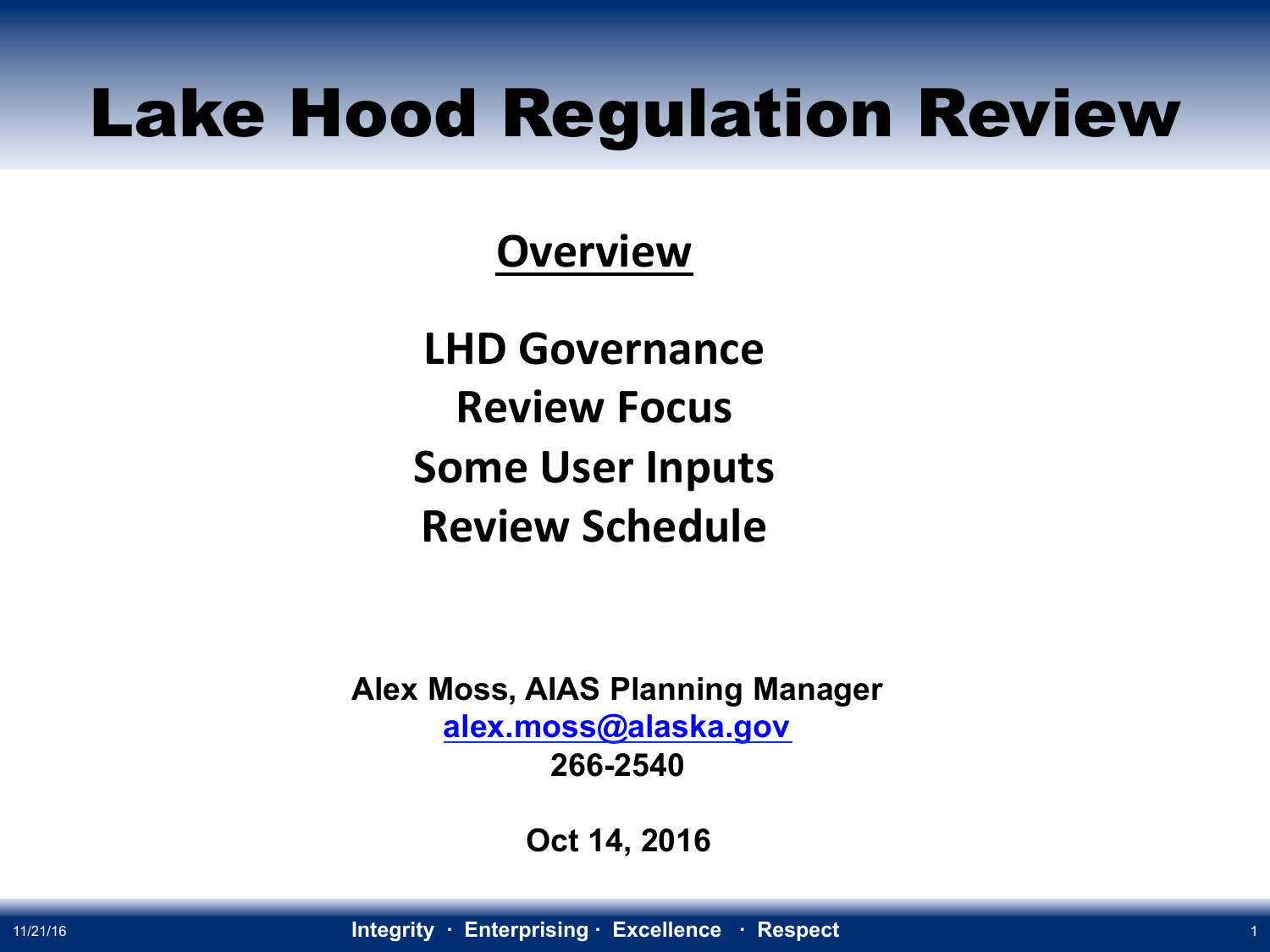# Lake Hood Regulation Review

## Overview

**LHD Governance**
**Review Focus**
**Some User Inputs**
**Review Schedule**

**Alex Moss, AIAS Planning Manager**
**alex.moss@alaska.gov**
**266-2540**

**Oct 14, 2016**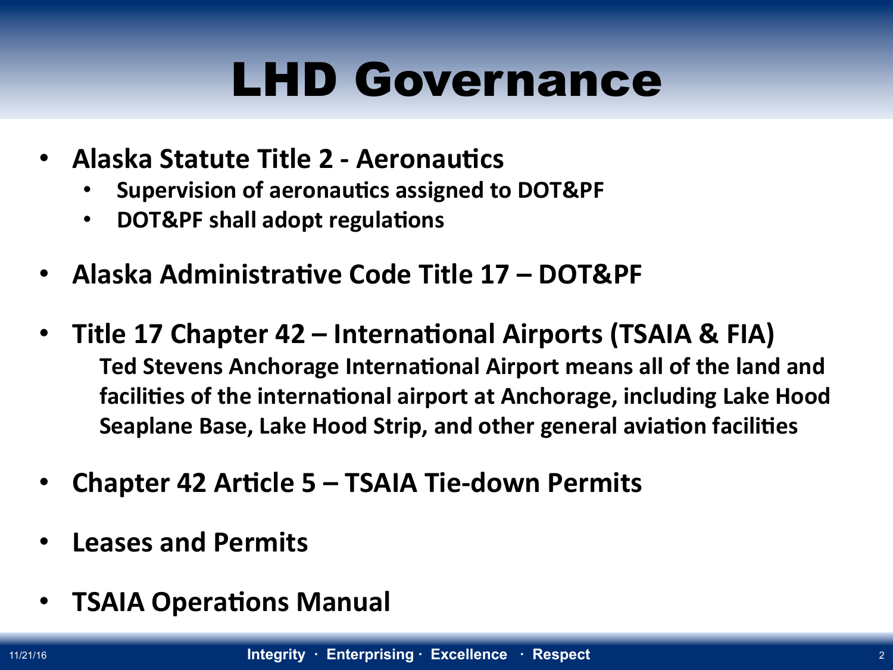# LHD Governance

- **Alaska Statute Title 2 - Aeronautics**
  - **Supervision of aeronautics assigned to DOT&PF**
  - **DOT&PF shall adopt regulations**
- **Alaska Administrative Code Title 17 – DOT&PF**
- **Title 17 Chapter 42 – International Airports (TSAIA & FIA)**

  **Ted Stevens Anchorage International Airport means all of the land and facilities of the international airport at Anchorage, including Lake Hood Seaplane Base, Lake Hood Strip, and other general aviation facilities**
- **Chapter 42 Article 5 – TSAIA Tie-down Permits**
- **Leases and Permits**
- **TSAIA Operations Manual**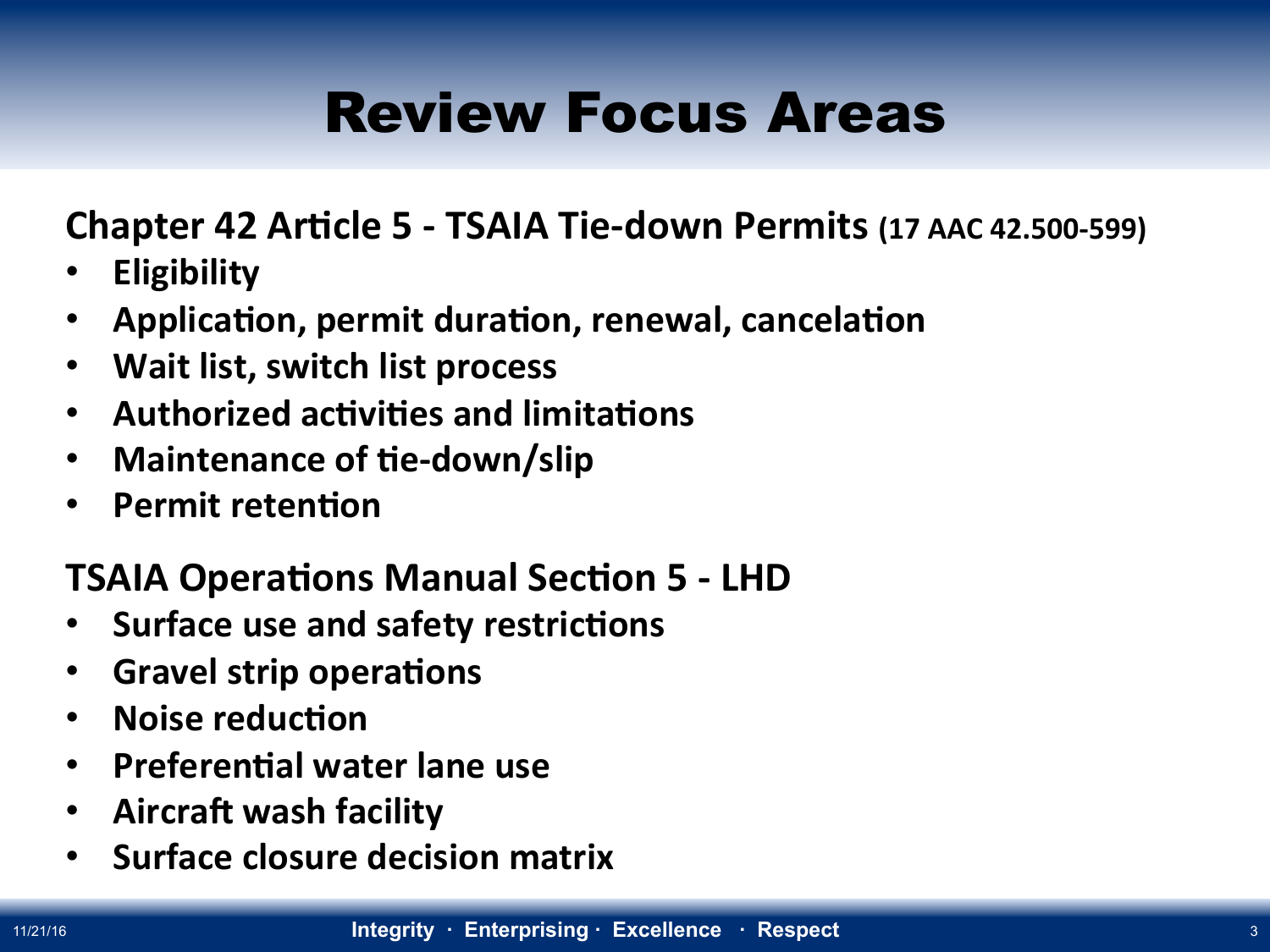# Review Focus Areas

**Chapter 42 Article 5 - TSAIA Tie-down Permits (17 AAC 42.500-599)**

- **Eligibility**
- **Application, permit duration, renewal, cancelation**
- **Wait list, switch list process**
- **Authorized activities and limitations**
- **Maintenance of tie-down/slip**
- **Permit retention**

**TSAIA Operations Manual Section 5 - LHD**

- **Surface use and safety restrictions**
- **Gravel strip operations**
- **Noise reduction**
- **Preferential water lane use**
- **Aircraft wash facility**
- **Surface closure decision matrix**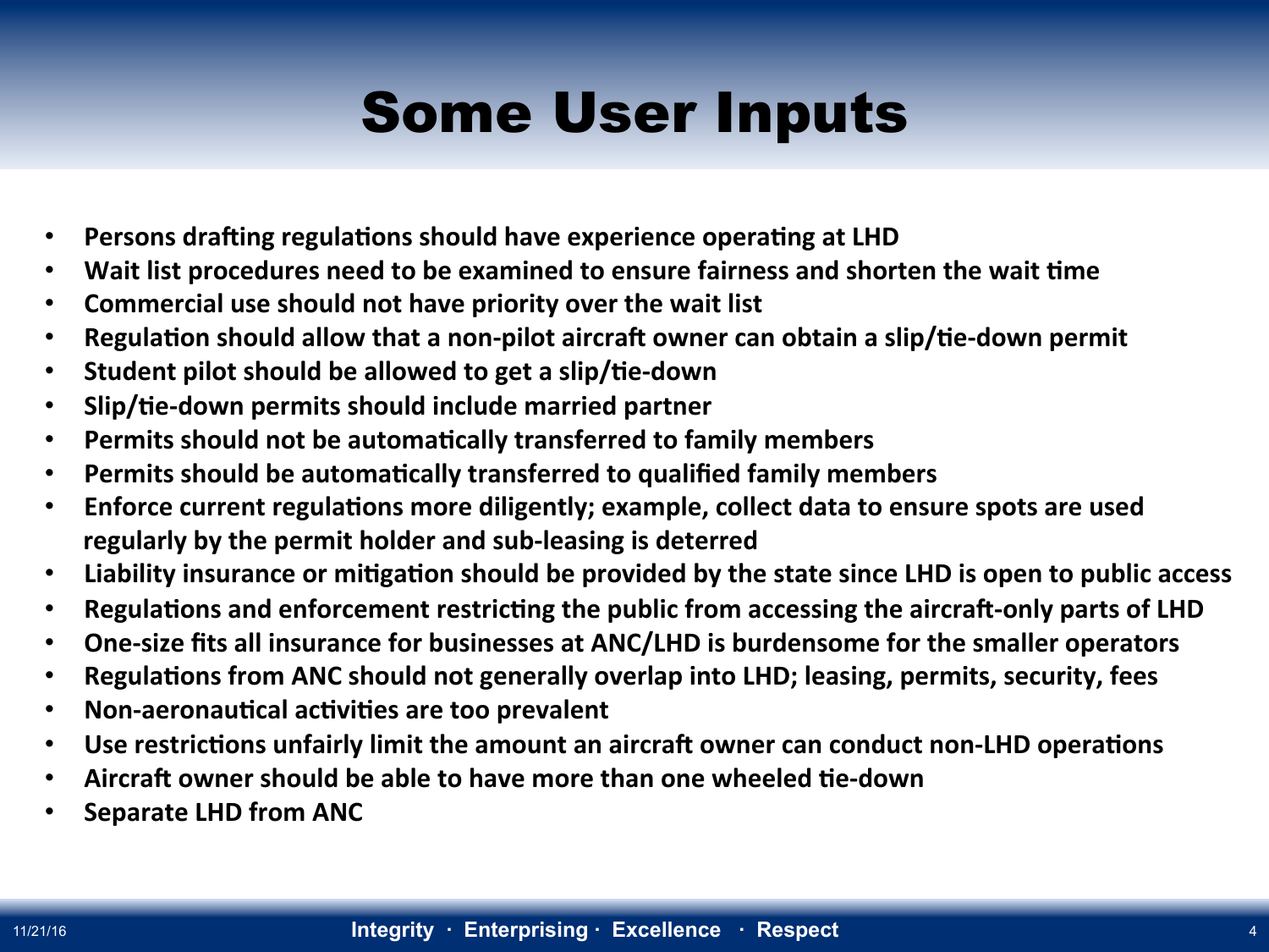# Some User Inputs

- Persons drafting regulations should have experience operating at LHD
- Wait list procedures need to be examined to ensure fairness and shorten the wait time
- Commercial use should not have priority over the wait list
- Regulation should allow that a non-pilot aircraft owner can obtain a slip/tie-down permit
- Student pilot should be allowed to get a slip/tie-down
- Slip/tie-down permits should include married partner
- Permits should not be automatically transferred to family members
- Permits should be automatically transferred to qualified family members
- Enforce current regulations more diligently; example, collect data to ensure spots are used regularly by the permit holder and sub-leasing is deterred
- Liability insurance or mitigation should be provided by the state since LHD is open to public access
- Regulations and enforcement restricting the public from accessing the aircraft-only parts of LHD
- One-size fits all insurance for businesses at ANC/LHD is burdensome for the smaller operators
- Regulations from ANC should not generally overlap into LHD; leasing, permits, security, fees
- Non-aeronautical activities are too prevalent
- Use restrictions unfairly limit the amount an aircraft owner can conduct non-LHD operations
- Aircraft owner should be able to have more than one wheeled tie-down
- Separate LHD from ANC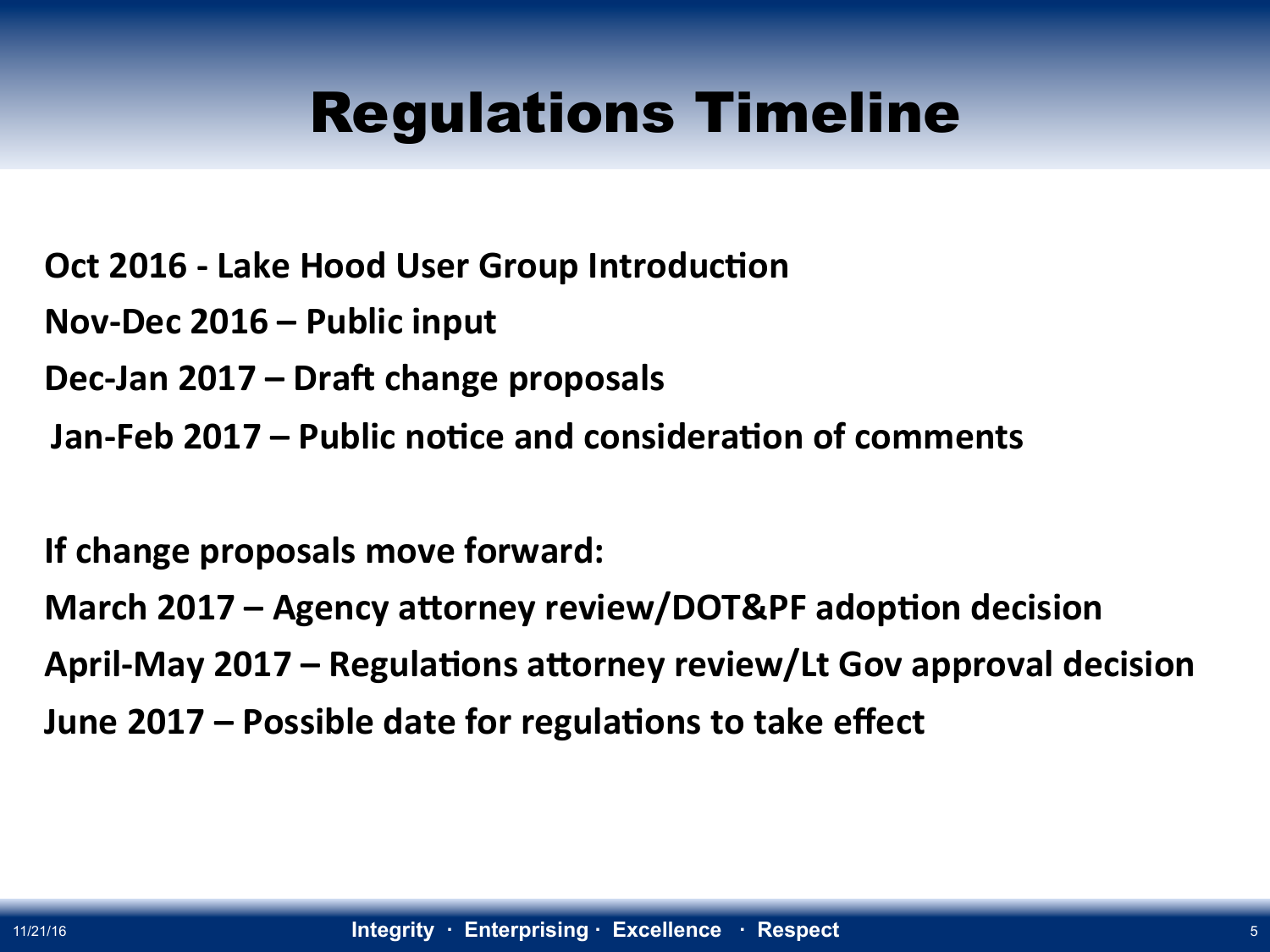# Regulations Timeline

**Oct 2016 - Lake Hood User Group Introduction**

**Nov-Dec 2016 – Public input**

**Dec-Jan 2017 – Draft change proposals**

**Jan-Feb 2017 – Public notice and consideration of comments**

**If change proposals move forward:**

**March 2017 – Agency attorney review/DOT&PF adoption decision**

**April-May 2017 – Regulations attorney review/Lt Gov approval decision**

**June 2017 – Possible date for regulations to take effect**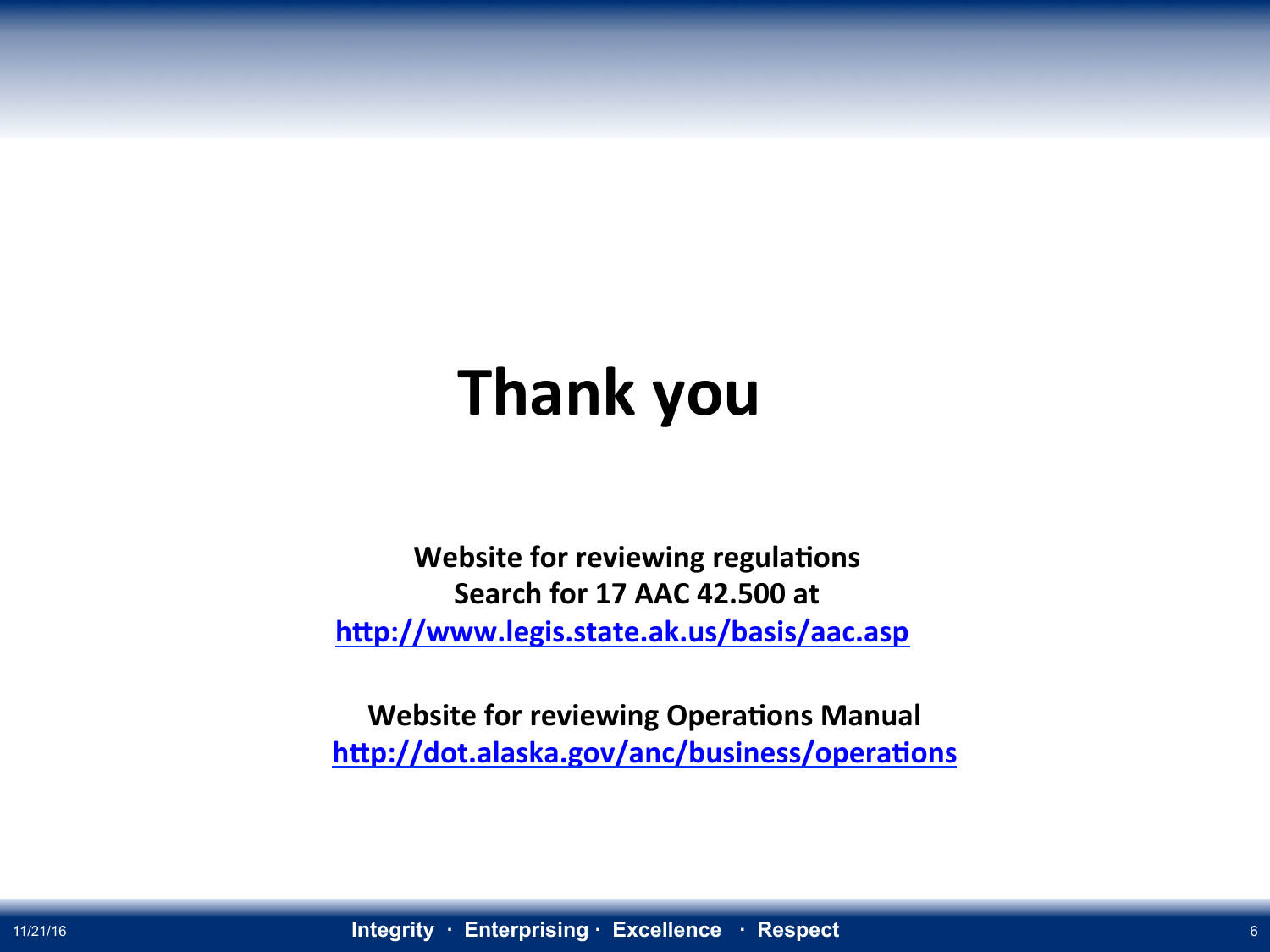# Thank you

**Website for reviewing regulations**
**Search for 17 AAC 42.500 at**
**http://www.legis.state.ak.us/basis/aac.asp**

**Website for reviewing Operations Manual**
**http://dot.alaska.gov/anc/business/operations**